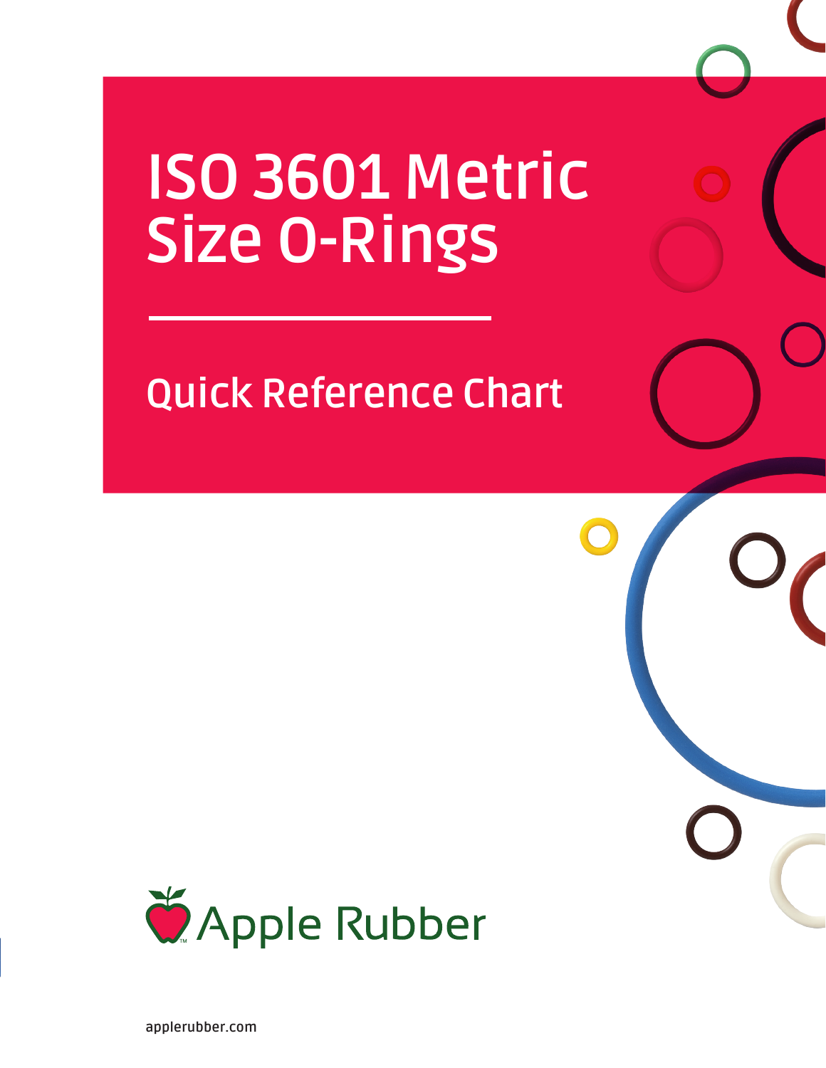# ISO 3601 Metric Size O-Rings

## Quick Reference Chart

Apple Rubber

applerubber.com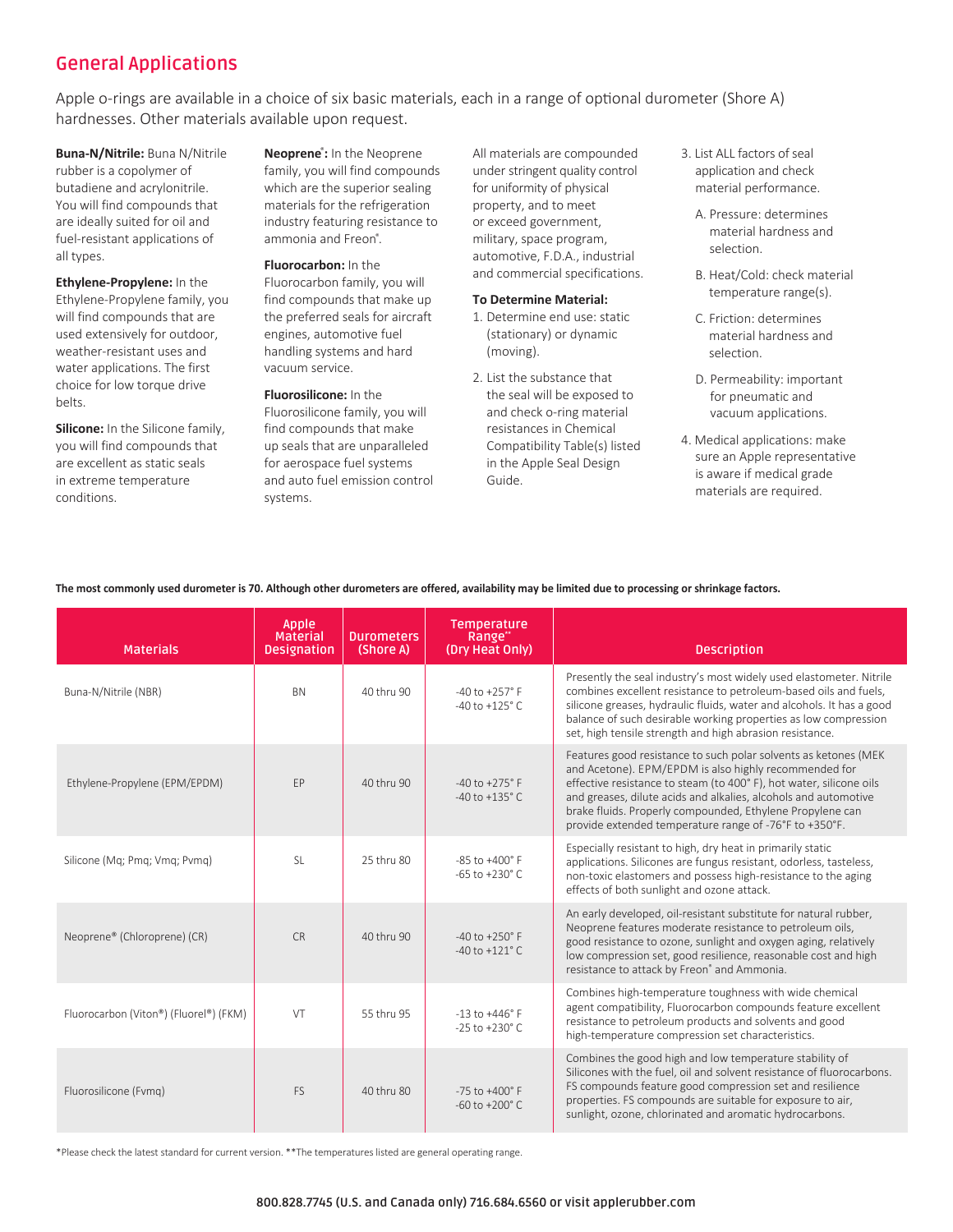## General Applications

Apple o-rings are available in a choice of six basic materials, each in a range of optional durometer (Shore A) hardnesses. Other materials available upon request.

**Buna-N/Nitrile:** Buna N/Nitrile rubber is a copolymer of butadiene and acrylonitrile. You will find compounds that are ideally suited for oil and fuel-resistant applications of all types.

**Ethylene-Propylene:** In the Ethylene-Propylene family, you will find compounds that are used extensively for outdoor, weather-resistant uses and water applications. The first choice for low torque drive belts.

**Silicone:** In the Silicone family, you will find compounds that are excellent as static seals in extreme temperature conditions.

**Neoprene®:** In the Neoprene family, you will find compounds which are the superior sealing materials for the refrigeration industry featuring resistance to ammonia and Freon®.

**Fluorocarbon:** In the Fluorocarbon family, you will find compounds that make up the preferred seals for aircraft engines, automotive fuel handling systems and hard vacuum service.

**Fluorosilicone:** In the Fluorosilicone family, you will find compounds that make up seals that are unparalleled for aerospace fuel systems and auto fuel emission control systems.

All materials are compounded under stringent quality control for uniformity of physical property, and to meet or exceed government, military, space program, automotive, F.D.A., industrial and commercial specifications.

**To Determine Material:**

1. Determine end use: static (stationary) or dynamic (moving).
2. List the substance that the seal will be exposed to and check o-ring material resistances in Chemical Compatibility Table(s) listed in the Apple Seal Design Guide.
3. List ALL factors of seal application and check material performance.
   - A. Pressure: determines material hardness and selection.
   - B. Heat/Cold: check material temperature range(s).
   - C. Friction: determines material hardness and selection.
   - D. Permeability: important for pneumatic and vacuum applications.
4. Medical applications: make sure an Apple representative is aware if medical grade materials are required.

**The most commonly used durometer is 70. Although other durometers are offered, availability may be limited due to processing or shrinkage factors.**

| Materials | Apple Material Designation | Durometers (Shore A) | Temperature Range** (Dry Heat Only) | Description |
|---|---|---|---|---|
| Buna-N/Nitrile (NBR) | BN | 40 thru 90 | -40 to +257° F<br>-40 to +125° C | Presently the seal industry's most widely used elastomer. Nitrile combines excellent resistance to petroleum-based oils and fuels, silicone greases, hydraulic fluids, water and alcohols. It has a good balance of such desirable working properties as low compression set, high tensile strength and high abrasion resistance. |
| Ethylene-Propylene (EPM/EPDM) | EP | 40 thru 90 | -40 to +275° F<br>-40 to +135° C | Features good resistance to such polar solvents as ketones (MEK and Acetone). EPM/EPDM is also highly recommended for effective resistance to steam (to 400° F), hot water, silicone oils and greases, dilute acids and alkalies, alcohols and automotive brake fluids. Properly compounded, Ethylene Propylene can provide extended temperature range of -76°F to +350°F. |
| Silicone (Mq; Pmq; Vmq; Pvmq) | SL | 25 thru 80 | -85 to +400° F<br>-65 to +230° C | Especially resistant to high, dry heat in primarily static applications. Silicones are fungus resistant, odorless, tasteless, non-toxic elastomers and possess high-resistance to the aging effects of both sunlight and ozone attack. |
| Neoprene® (Chloroprene) (CR) | CR | 40 thru 90 | -40 to +250° F<br>-40 to +121° C | An early developed, oil-resistant substitute for natural rubber, Neoprene features moderate resistance to petroleum oils, good resistance to ozone, sunlight and oxygen aging, relatively low compression set, good resilience, reasonable cost and high resistance to attack by Freon® and Ammonia. |
| Fluorocarbon (Viton®) (Fluorel®) (FKM) | VT | 55 thru 95 | -13 to +446° F<br>-25 to +230° C | Combines high-temperature toughness with wide chemical agent compatibility, Fluorocarbon compounds feature excellent resistance to petroleum products and solvents and good high-temperature compression set characteristics. |
| Fluorosilicone (Fvmq) | FS | 40 thru 80 | -75 to +400° F<br>-60 to +200° C | Combines the good high and low temperature stability of Silicones with the fuel, oil and solvent resistance of fluorocarbons. FS compounds feature good compression set and resilience properties. FS compounds are suitable for exposure to air, sunlight, ozone, chlorinated and aromatic hydrocarbons. |

*Please check the latest standard for current version. **The temperatures listed are general operating range.

800.828.7745 (U.S. and Canada only) 716.684.6560 or visit applerubber.com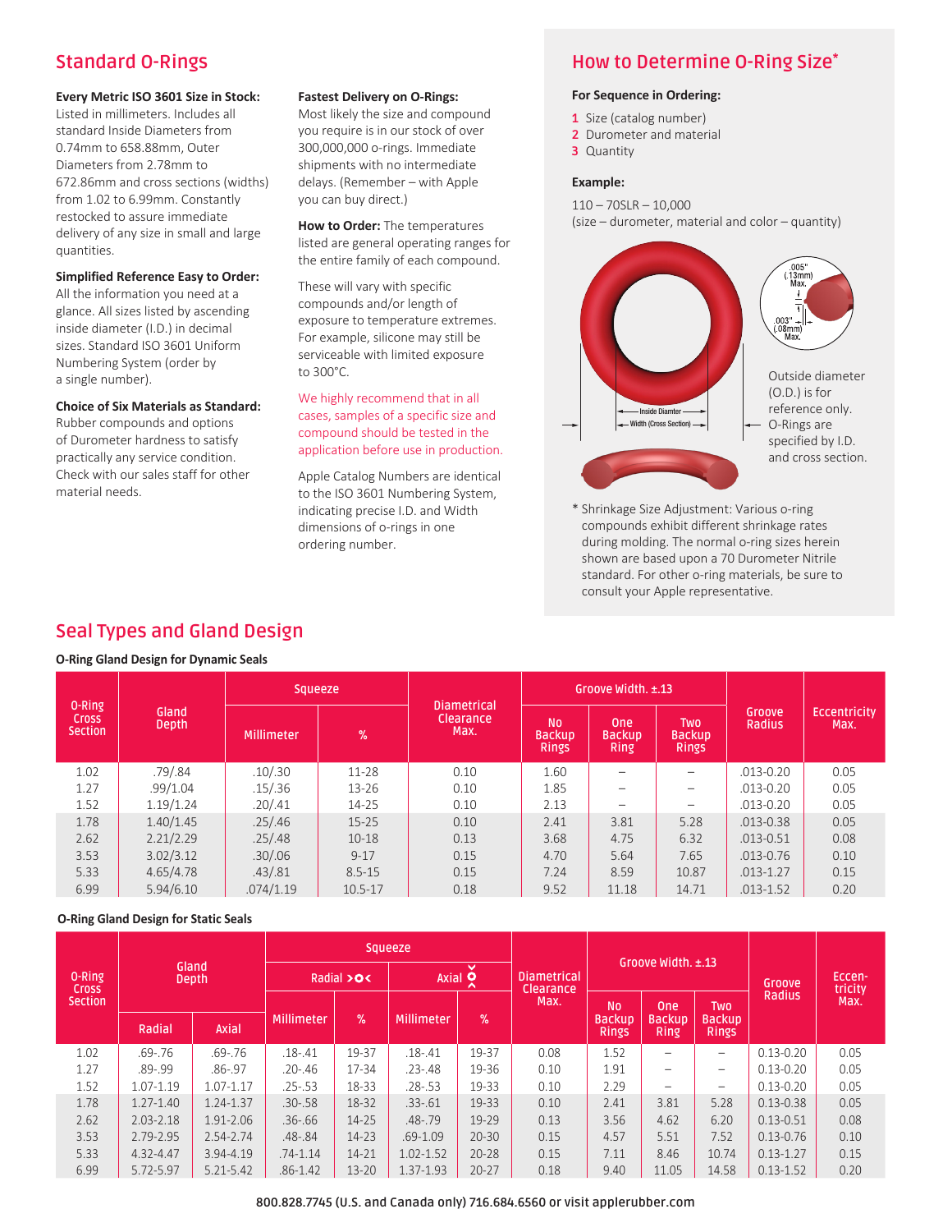## Standard O-Rings

**Every Metric ISO 3601 Size in Stock:** Listed in millimeters. Includes all standard Inside Diameters from 0.74mm to 658.88mm, Outer Diameters from 2.78mm to 672.86mm and cross sections (widths) from 1.02 to 6.99mm. Constantly restocked to assure immediate delivery of any size in small and large quantities.

**Simplified Reference Easy to Order:** All the information you need at a glance. All sizes listed by ascending inside diameter (I.D.) in decimal sizes. Standard ISO 3601 Uniform Numbering System (order by a single number).

**Choice of Six Materials as Standard:** Rubber compounds and options of Durometer hardness to satisfy practically any service condition. Check with our sales staff for other material needs.

**Fastest Delivery on O-Rings:** Most likely the size and compound you require is in our stock of over 300,000,000 o-rings. Immediate shipments with no intermediate delays. (Remember – with Apple you can buy direct.)

**How to Order:** The temperatures listed are general operating ranges for the entire family of each compound.

These will vary with specific compounds and/or length of exposure to temperature extremes. For example, silicone may still be serviceable with limited exposure to 300°C.

We highly recommend that in all cases, samples of a specific size and compound should be tested in the application before use in production.

Apple Catalog Numbers are identical to the ISO 3601 Numbering System, indicating precise I.D. and Width dimensions of o-rings in one ordering number.

## How to Determine O-Ring Size*

**For Sequence in Ordering:**

1. Size (catalog number)
2. Durometer and material
3. Quantity

**Example:**

110 – 70SLR – 10,000
(size – durometer, material and color – quantity)

.005" (.13mm) Max.

.003" (.08mm) Max.

Inside Diamter

Width (Cross Section)

Outside diameter (O.D.) is for reference only. O-Rings are specified by I.D. and cross section.

\* Shrinkage Size Adjustment: Various o-ring compounds exhibit different shrinkage rates during molding. The normal o-ring sizes herein shown are based upon a 70 Durometer Nitrile standard. For other o-ring materials, be sure to consult your Apple representative.

## Seal Types and Gland Design

### O-Ring Gland Design for Dynamic Seals

| O-Ring Cross Section | Gland Depth | Squeeze | | Diametrical Clearance Max. | Groove Width. ±.13 | | | Groove Radius | Eccentricity Max. |
|---|---|---|---|---|---|---|---|---|---|
| | | Millimeter | % | | No Backup Rings | One Backup Ring | Two Backup Rings | | |
| 1.02 | .79/.84 | .10/.30 | 11-28 | 0.10 | 1.60 | – | – | .013-0.20 | 0.05 |
| 1.27 | .99/1.04 | .15/.36 | 13-26 | 0.10 | 1.85 | – | – | .013-0.20 | 0.05 |
| 1.52 | 1.19/1.24 | .20/.41 | 14-25 | 0.10 | 2.13 | – | – | .013-0.20 | 0.05 |
| 1.78 | 1.40/1.45 | .25/.46 | 15-25 | 0.10 | 2.41 | 3.81 | 5.28 | .013-0.38 | 0.05 |
| 2.62 | 2.21/2.29 | .25/.48 | 10-18 | 0.13 | 3.68 | 4.75 | 6.32 | .013-0.51 | 0.08 |
| 3.53 | 3.02/3.12 | .30/.06 | 9-17 | 0.15 | 4.70 | 5.64 | 7.65 | .013-0.76 | 0.10 |
| 5.33 | 4.65/4.78 | .43/.81 | 8.5-15 | 0.15 | 7.24 | 8.59 | 10.87 | .013-1.27 | 0.15 |
| 6.99 | 5.94/6.10 | .074/1.19 | 10.5-17 | 0.18 | 9.52 | 11.18 | 14.71 | .013-1.52 | 0.20 |

### O-Ring Gland Design for Static Seals

| O-Ring Cross Section | Gland Depth | | Squeeze | | | | Diametrical Clearance Max. | Groove Width. ±.13 | | | Groove Radius | Eccentricity Max. |
|---|---|---|---|---|---|---|---|---|---|---|---|---|
| | | | Radial | | Axial | | | | | | | |
| | Radial | Axial | Millimeter | % | Millimeter | % | | No Backup Rings | One Backup Ring | Two Backup Rings | | |
| 1.02 | .69-.76 | .69-.76 | .18-.41 | 19-37 | .18-.41 | 19-37 | 0.08 | 1.52 | – | – | 0.13-0.20 | 0.05 |
| 1.27 | .89-.99 | .86-.97 | .20-.46 | 17-34 | .23-.48 | 19-36 | 0.10 | 1.91 | – | – | 0.13-0.20 | 0.05 |
| 1.52 | 1.07-1.19 | 1.07-1.17 | .25-.53 | 18-33 | .28-.53 | 19-33 | 0.10 | 2.29 | – | – | 0.13-0.20 | 0.05 |
| 1.78 | 1.27-1.40 | 1.24-1.37 | .30-.58 | 18-32 | .33-.61 | 19-33 | 0.10 | 2.41 | 3.81 | 5.28 | 0.13-0.38 | 0.05 |
| 2.62 | 2.03-2.18 | 1.91-2.06 | .36-.66 | 14-25 | .48-.79 | 19-29 | 0.13 | 3.56 | 4.62 | 6.20 | 0.13-0.51 | 0.08 |
| 3.53 | 2.79-2.95 | 2.54-2.74 | .48-.84 | 14-23 | .69-1.09 | 20-30 | 0.15 | 4.57 | 5.51 | 7.52 | 0.13-0.76 | 0.10 |
| 5.33 | 4.32-4.47 | 3.94-4.19 | .74-1.14 | 14-21 | 1.02-1.52 | 20-28 | 0.15 | 7.11 | 8.46 | 10.74 | 0.13-1.27 | 0.15 |
| 6.99 | 5.72-5.97 | 5.21-5.42 | .86-1.42 | 13-20 | 1.37-1.93 | 20-27 | 0.18 | 9.40 | 11.05 | 14.58 | 0.13-1.52 | 0.20 |

800.828.7745 (U.S. and Canada only) 716.684.6560 or visit applerubber.com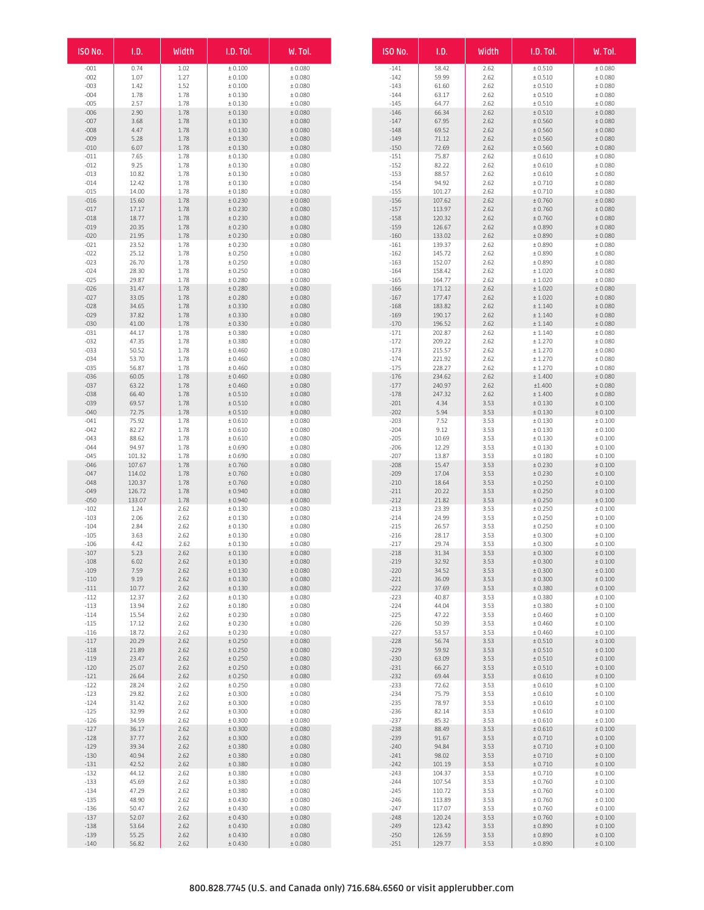| ISO No. | I.D. | Width | I.D. Tol. | W. Tol. |
|---|---|---|---|---|
| -001 | 0.74 | 1.02 | ± 0.100 | ± 0.080 |
| -002 | 1.07 | 1.27 | ± 0.100 | ± 0.080 |
| -003 | 1.42 | 1.52 | ± 0.100 | ± 0.080 |
| -004 | 1.78 | 1.78 | ± 0.130 | ± 0.080 |
| -005 | 2.57 | 1.78 | ± 0.130 | ± 0.080 |
| -006 | 2.90 | 1.78 | ± 0.130 | ± 0.080 |
| -007 | 3.68 | 1.78 | ± 0.130 | ± 0.080 |
| -008 | 4.47 | 1.78 | ± 0.130 | ± 0.080 |
| -009 | 5.28 | 1.78 | ± 0.130 | ± 0.080 |
| -010 | 6.07 | 1.78 | ± 0.130 | ± 0.080 |
| -011 | 7.65 | 1.78 | ± 0.130 | ± 0.080 |
| -012 | 9.25 | 1.78 | ± 0.130 | ± 0.080 |
| -013 | 10.82 | 1.78 | ± 0.130 | ± 0.080 |
| -014 | 12.42 | 1.78 | ± 0.130 | ± 0.080 |
| -015 | 14.00 | 1.78 | ± 0.180 | ± 0.080 |
| -016 | 15.60 | 1.78 | ± 0.230 | ± 0.080 |
| -017 | 17.17 | 1.78 | ± 0.230 | ± 0.080 |
| -018 | 18.77 | 1.78 | ± 0.230 | ± 0.080 |
| -019 | 20.35 | 1.78 | ± 0.230 | ± 0.080 |
| -020 | 21.95 | 1.78 | ± 0.230 | ± 0.080 |
| -021 | 23.52 | 1.78 | ± 0.230 | ± 0.080 |
| -022 | 25.12 | 1.78 | ± 0.250 | ± 0.080 |
| -023 | 26.70 | 1.78 | ± 0.250 | ± 0.080 |
| -024 | 28.30 | 1.78 | ± 0.250 | ± 0.080 |
| -025 | 29.87 | 1.78 | ± 0.280 | ± 0.080 |
| -026 | 31.47 | 1.78 | ± 0.280 | ± 0.080 |
| -027 | 33.05 | 1.78 | ± 0.280 | ± 0.080 |
| -028 | 34.65 | 1.78 | ± 0.330 | ± 0.080 |
| -029 | 37.82 | 1.78 | ± 0.330 | ± 0.080 |
| -030 | 41.00 | 1.78 | ± 0.330 | ± 0.080 |
| -031 | 44.17 | 1.78 | ± 0.380 | ± 0.080 |
| -032 | 47.35 | 1.78 | ± 0.380 | ± 0.080 |
| -033 | 50.52 | 1.78 | ± 0.460 | ± 0.080 |
| -034 | 53.70 | 1.78 | ± 0.460 | ± 0.080 |
| -035 | 56.87 | 1.78 | ± 0.460 | ± 0.080 |
| -036 | 60.05 | 1.78 | ± 0.460 | ± 0.080 |
| -037 | 63.22 | 1.78 | ± 0.460 | ± 0.080 |
| -038 | 66.40 | 1.78 | ± 0.510 | ± 0.080 |
| -039 | 69.57 | 1.78 | ± 0.510 | ± 0.080 |
| -040 | 72.75 | 1.78 | ± 0.510 | ± 0.080 |
| -041 | 75.92 | 1.78 | ± 0.610 | ± 0.080 |
| -042 | 82.27 | 1.78 | ± 0.610 | ± 0.080 |
| -043 | 88.62 | 1.78 | ± 0.610 | ± 0.080 |
| -044 | 94.97 | 1.78 | ± 0.690 | ± 0.080 |
| -045 | 101.32 | 1.78 | ± 0.690 | ± 0.080 |
| -046 | 107.67 | 1.78 | ± 0.760 | ± 0.080 |
| -047 | 114.02 | 1.78 | ± 0.760 | ± 0.080 |
| -048 | 120.37 | 1.78 | ± 0.760 | ± 0.080 |
| -049 | 126.72 | 1.78 | ± 0.940 | ± 0.080 |
| -050 | 133.07 | 1.78 | ± 0.940 | ± 0.080 |
| -102 | 1.24 | 2.62 | ± 0.130 | ± 0.080 |
| -103 | 2.06 | 2.62 | ± 0.130 | ± 0.080 |
| -104 | 2.84 | 2.62 | ± 0.130 | ± 0.080 |
| -105 | 3.63 | 2.62 | ± 0.130 | ± 0.080 |
| -106 | 4.42 | 2.62 | ± 0.130 | ± 0.080 |
| -107 | 5.23 | 2.62 | ± 0.130 | ± 0.080 |
| -108 | 6.02 | 2.62 | ± 0.130 | ± 0.080 |
| -109 | 7.59 | 2.62 | ± 0.130 | ± 0.080 |
| -110 | 9.19 | 2.62 | ± 0.130 | ± 0.080 |
| -111 | 10.77 | 2.62 | ± 0.130 | ± 0.080 |
| -112 | 12.37 | 2.62 | ± 0.130 | ± 0.080 |
| -113 | 13.94 | 2.62 | ± 0.180 | ± 0.080 |
| -114 | 15.54 | 2.62 | ± 0.230 | ± 0.080 |
| -115 | 17.12 | 2.62 | ± 0.230 | ± 0.080 |
| -116 | 18.72 | 2.62 | ± 0.230 | ± 0.080 |
| -117 | 20.29 | 2.62 | ± 0.250 | ± 0.080 |
| -118 | 21.89 | 2.62 | ± 0.250 | ± 0.080 |
| -119 | 23.47 | 2.62 | ± 0.250 | ± 0.080 |
| -120 | 25.07 | 2.62 | ± 0.250 | ± 0.080 |
| -121 | 26.64 | 2.62 | ± 0.250 | ± 0.080 |
| -122 | 28.24 | 2.62 | ± 0.250 | ± 0.080 |
| -123 | 29.82 | 2.62 | ± 0.300 | ± 0.080 |
| -124 | 31.42 | 2.62 | ± 0.300 | ± 0.080 |
| -125 | 32.99 | 2.62 | ± 0.300 | ± 0.080 |
| -126 | 34.59 | 2.62 | ± 0.300 | ± 0.080 |
| -127 | 36.17 | 2.62 | ± 0.300 | ± 0.080 |
| -128 | 37.77 | 2.62 | ± 0.300 | ± 0.080 |
| -129 | 39.34 | 2.62 | ± 0.380 | ± 0.080 |
| -130 | 40.94 | 2.62 | ± 0.380 | ± 0.080 |
| -131 | 42.52 | 2.62 | ± 0.380 | ± 0.080 |
| -132 | 44.12 | 2.62 | ± 0.380 | ± 0.080 |
| -133 | 45.69 | 2.62 | ± 0.380 | ± 0.080 |
| -134 | 47.29 | 2.62 | ± 0.380 | ± 0.080 |
| -135 | 48.90 | 2.62 | ± 0.430 | ± 0.080 |
| -136 | 50.47 | 2.62 | ± 0.430 | ± 0.080 |
| -137 | 52.07 | 2.62 | ± 0.430 | ± 0.080 |
| -138 | 53.64 | 2.62 | ± 0.430 | ± 0.080 |
| -139 | 55.25 | 2.62 | ± 0.430 | ± 0.080 |
| -140 | 56.82 | 2.62 | ± 0.430 | ± 0.080 |
| -141 | 58.42 | 2.62 | ± 0.510 | ± 0.080 |
| -142 | 59.99 | 2.62 | ± 0.510 | ± 0.080 |
| -143 | 61.60 | 2.62 | ± 0.510 | ± 0.080 |
| -144 | 63.17 | 2.62 | ± 0.510 | ± 0.080 |
| -145 | 64.77 | 2.62 | ± 0.510 | ± 0.080 |
| -146 | 66.34 | 2.62 | ± 0.510 | ± 0.080 |
| -147 | 67.95 | 2.62 | ± 0.560 | ± 0.080 |
| -148 | 69.52 | 2.62 | ± 0.560 | ± 0.080 |
| -149 | 71.12 | 2.62 | ± 0.560 | ± 0.080 |
| -150 | 72.69 | 2.62 | ± 0.560 | ± 0.080 |
| -151 | 75.87 | 2.62 | ± 0.610 | ± 0.080 |
| -152 | 82.22 | 2.62 | ± 0.610 | ± 0.080 |
| -153 | 88.57 | 2.62 | ± 0.610 | ± 0.080 |
| -154 | 94.92 | 2.62 | ± 0.710 | ± 0.080 |
| -155 | 101.27 | 2.62 | ± 0.710 | ± 0.080 |
| -156 | 107.62 | 2.62 | ± 0.760 | ± 0.080 |
| -157 | 113.97 | 2.62 | ± 0.760 | ± 0.080 |
| -158 | 120.32 | 2.62 | ± 0.760 | ± 0.080 |
| -159 | 126.67 | 2.62 | ± 0.890 | ± 0.080 |
| -160 | 133.02 | 2.62 | ± 0.890 | ± 0.080 |
| -161 | 139.37 | 2.62 | ± 0.890 | ± 0.080 |
| -162 | 145.72 | 2.62 | ± 0.890 | ± 0.080 |
| -163 | 152.07 | 2.62 | ± 0.890 | ± 0.080 |
| -164 | 158.42 | 2.62 | ± 1.020 | ± 0.080 |
| -165 | 164.77 | 2.62 | ± 1.020 | ± 0.080 |
| -166 | 171.12 | 2.62 | ± 1.020 | ± 0.080 |
| -167 | 177.47 | 2.62 | ± 1.020 | ± 0.080 |
| -168 | 183.82 | 2.62 | ± 1.140 | ± 0.080 |
| -169 | 190.17 | 2.62 | ± 1.140 | ± 0.080 |
| -170 | 196.52 | 2.62 | ± 1.140 | ± 0.080 |
| -171 | 202.87 | 2.62 | ± 1.140 | ± 0.080 |
| -172 | 209.22 | 2.62 | ± 1.270 | ± 0.080 |
| -173 | 215.57 | 2.62 | ± 1.270 | ± 0.080 |
| -174 | 221.92 | 2.62 | ± 1.270 | ± 0.080 |
| -175 | 228.27 | 2.62 | ± 1.270 | ± 0.080 |
| -176 | 234.62 | 2.62 | ± 1.400 | ± 0.080 |
| -177 | 240.97 | 2.62 | ±1.400 | ± 0.080 |
| -178 | 247.32 | 2.62 | ± 1.400 | ± 0.080 |
| -201 | 4.34 | 3.53 | ± 0.130 | ± 0.100 |
| -202 | 5.94 | 3.53 | ± 0.130 | ± 0.100 |
| -203 | 7.52 | 3.53 | ± 0.130 | ± 0.100 |
| -204 | 9.12 | 3.53 | ± 0.130 | ± 0.100 |
| -205 | 10.69 | 3.53 | ± 0.130 | ± 0.100 |
| -206 | 12.29 | 3.53 | ± 0.130 | ± 0.100 |
| -207 | 13.87 | 3.53 | ± 0.180 | ± 0.100 |
| -208 | 15.47 | 3.53 | ± 0.230 | ± 0.100 |
| -209 | 17.04 | 3.53 | ± 0.230 | ± 0.100 |
| -210 | 18.64 | 3.53 | ± 0.250 | ± 0.100 |
| -211 | 20.22 | 3.53 | ± 0.250 | ± 0.100 |
| -212 | 21.82 | 3.53 | ± 0.250 | ± 0.100 |
| -213 | 23.39 | 3.53 | ± 0.250 | ± 0.100 |
| -214 | 24.99 | 3.53 | ± 0.250 | ± 0.100 |
| -215 | 26.57 | 3.53 | ± 0.250 | ± 0.100 |
| -216 | 28.17 | 3.53 | ± 0.300 | ± 0.100 |
| -217 | 29.74 | 3.53 | ± 0.300 | ± 0.100 |
| -218 | 31.34 | 3.53 | ± 0.300 | ± 0.100 |
| -219 | 32.92 | 3.53 | ± 0.300 | ± 0.100 |
| -220 | 34.52 | 3.53 | ± 0.300 | ± 0.100 |
| -221 | 36.09 | 3.53 | ± 0.300 | ± 0.100 |
| -222 | 37.69 | 3.53 | ± 0.380 | ± 0.100 |
| -223 | 40.87 | 3.53 | ± 0.380 | ± 0.100 |
| -224 | 44.04 | 3.53 | ± 0.380 | ± 0.100 |
| -225 | 47.22 | 3.53 | ± 0.460 | ± 0.100 |
| -226 | 50.39 | 3.53 | ± 0.460 | ± 0.100 |
| -227 | 53.57 | 3.53 | ± 0.460 | ± 0.100 |
| -228 | 56.74 | 3.53 | ± 0.510 | ± 0.100 |
| -229 | 59.92 | 3.53 | ± 0.510 | ± 0.100 |
| -230 | 63.09 | 3.53 | ± 0.510 | ± 0.100 |
| -231 | 66.27 | 3.53 | ± 0.510 | ± 0.100 |
| -232 | 69.44 | 3.53 | ± 0.610 | ± 0.100 |
| -233 | 72.62 | 3.53 | ± 0.610 | ± 0.100 |
| -234 | 75.79 | 3.53 | ± 0.610 | ± 0.100 |
| -235 | 78.97 | 3.53 | ± 0.610 | ± 0.100 |
| -236 | 82.14 | 3.53 | ± 0.610 | ± 0.100 |
| -237 | 85.32 | 3.53 | ± 0.610 | ± 0.100 |
| -238 | 88.49 | 3.53 | ± 0.610 | ± 0.100 |
| -239 | 91.67 | 3.53 | ± 0.710 | ± 0.100 |
| -240 | 94.84 | 3.53 | ± 0.710 | ± 0.100 |
| -241 | 98.02 | 3.53 | ± 0.710 | ± 0.100 |
| -242 | 101.19 | 3.53 | ± 0.710 | ± 0.100 |
| -243 | 104.37 | 3.53 | ± 0.710 | ± 0.100 |
| -244 | 107.54 | 3.53 | ± 0.760 | ± 0.100 |
| -245 | 110.72 | 3.53 | ± 0.760 | ± 0.100 |
| -246 | 113.89 | 3.53 | ± 0.760 | ± 0.100 |
| -247 | 117.07 | 3.53 | ± 0.760 | ± 0.100 |
| -248 | 120.24 | 3.53 | ± 0.760 | ± 0.100 |
| -249 | 123.42 | 3.53 | ± 0.890 | ± 0.100 |
| -250 | 126.59 | 3.53 | ± 0.890 | ± 0.100 |
| -251 | 129.77 | 3.53 | ± 0.890 | ± 0.100 |

800.828.7745 (U.S. and Canada only) 716.684.6560 or visit applerubber.com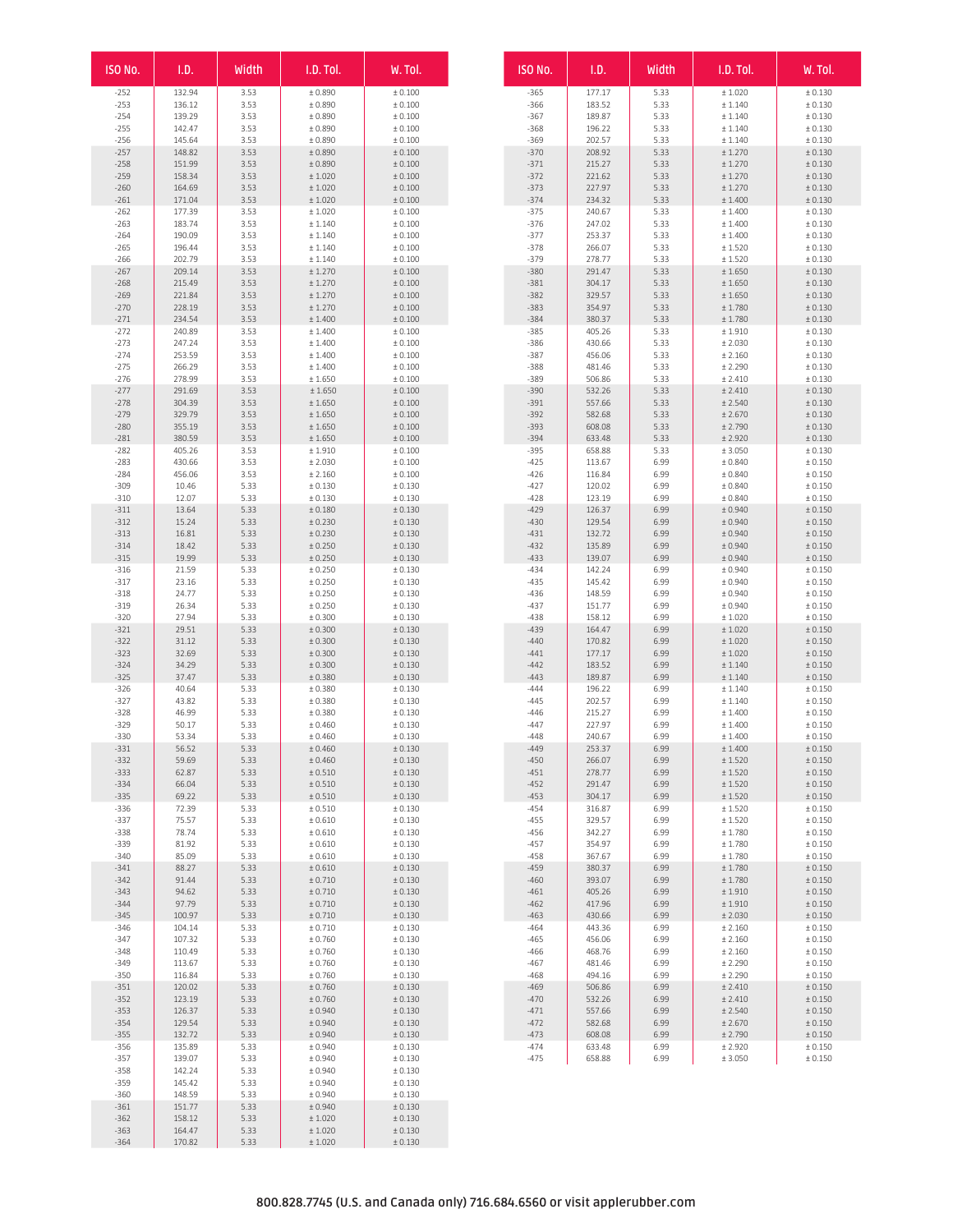| ISO No. | I.D. | Width | I.D. Tol. | W. Tol. |
|---|---|---|---|---|
| -252 | 132.94 | 3.53 | ± 0.890 | ± 0.100 |
| -253 | 136.12 | 3.53 | ± 0.890 | ± 0.100 |
| -254 | 139.29 | 3.53 | ± 0.890 | ± 0.100 |
| -255 | 142.47 | 3.53 | ± 0.890 | ± 0.100 |
| -256 | 145.64 | 3.53 | ± 0.890 | ± 0.100 |
| -257 | 148.82 | 3.53 | ± 0.890 | ± 0.100 |
| -258 | 151.99 | 3.53 | ± 0.890 | ± 0.100 |
| -259 | 158.34 | 3.53 | ± 1.020 | ± 0.100 |
| -260 | 164.69 | 3.53 | ± 1.020 | ± 0.100 |
| -261 | 171.04 | 3.53 | ± 1.020 | ± 0.100 |
| -262 | 177.39 | 3.53 | ± 1.020 | ± 0.100 |
| -263 | 183.74 | 3.53 | ± 1.140 | ± 0.100 |
| -264 | 190.09 | 3.53 | ± 1.140 | ± 0.100 |
| -265 | 196.44 | 3.53 | ± 1.140 | ± 0.100 |
| -266 | 202.79 | 3.53 | ± 1.140 | ± 0.100 |
| -267 | 209.14 | 3.53 | ± 1.270 | ± 0.100 |
| -268 | 215.49 | 3.53 | ± 1.270 | ± 0.100 |
| -269 | 221.84 | 3.53 | ± 1.270 | ± 0.100 |
| -270 | 228.19 | 3.53 | ± 1.270 | ± 0.100 |
| -271 | 234.54 | 3.53 | ± 1.400 | ± 0.100 |
| -272 | 240.89 | 3.53 | ± 1.400 | ± 0.100 |
| -273 | 247.24 | 3.53 | ± 1.400 | ± 0.100 |
| -274 | 253.59 | 3.53 | ± 1.400 | ± 0.100 |
| -275 | 266.29 | 3.53 | ± 1.400 | ± 0.100 |
| -276 | 278.99 | 3.53 | ± 1.650 | ± 0.100 |
| -277 | 291.69 | 3.53 | ± 1.650 | ± 0.100 |
| -278 | 304.39 | 3.53 | ± 1.650 | ± 0.100 |
| -279 | 329.79 | 3.53 | ± 1.650 | ± 0.100 |
| -280 | 355.19 | 3.53 | ± 1.650 | ± 0.100 |
| -281 | 380.59 | 3.53 | ± 1.650 | ± 0.100 |
| -282 | 405.26 | 3.53 | ± 1.910 | ± 0.100 |
| -283 | 430.66 | 3.53 | ± 2.030 | ± 0.100 |
| -284 | 456.06 | 3.53 | ± 2.160 | ± 0.100 |
| -309 | 10.46 | 5.33 | ± 0.130 | ± 0.130 |
| -310 | 12.07 | 5.33 | ± 0.130 | ± 0.130 |
| -311 | 13.64 | 5.33 | ± 0.180 | ± 0.130 |
| -312 | 15.24 | 5.33 | ± 0.230 | ± 0.130 |
| -313 | 16.81 | 5.33 | ± 0.230 | ± 0.130 |
| -314 | 18.42 | 5.33 | ± 0.250 | ± 0.130 |
| -315 | 19.99 | 5.33 | ± 0.250 | ± 0.130 |
| -316 | 21.59 | 5.33 | ± 0.250 | ± 0.130 |
| -317 | 23.16 | 5.33 | ± 0.250 | ± 0.130 |
| -318 | 24.77 | 5.33 | ± 0.250 | ± 0.130 |
| -319 | 26.34 | 5.33 | ± 0.250 | ± 0.130 |
| -320 | 27.94 | 5.33 | ± 0.300 | ± 0.130 |
| -321 | 29.51 | 5.33 | ± 0.300 | ± 0.130 |
| -322 | 31.12 | 5.33 | ± 0.300 | ± 0.130 |
| -323 | 32.69 | 5.33 | ± 0.300 | ± 0.130 |
| -324 | 34.29 | 5.33 | ± 0.300 | ± 0.130 |
| -325 | 37.47 | 5.33 | ± 0.380 | ± 0.130 |
| -326 | 40.64 | 5.33 | ± 0.380 | ± 0.130 |
| -327 | 43.82 | 5.33 | ± 0.380 | ± 0.130 |
| -328 | 46.99 | 5.33 | ± 0.380 | ± 0.130 |
| -329 | 50.17 | 5.33 | ± 0.460 | ± 0.130 |
| -330 | 53.34 | 5.33 | ± 0.460 | ± 0.130 |
| -331 | 56.52 | 5.33 | ± 0.460 | ± 0.130 |
| -332 | 59.69 | 5.33 | ± 0.460 | ± 0.130 |
| -333 | 62.87 | 5.33 | ± 0.510 | ± 0.130 |
| -334 | 66.04 | 5.33 | ± 0.510 | ± 0.130 |
| -335 | 69.22 | 5.33 | ± 0.510 | ± 0.130 |
| -336 | 72.39 | 5.33 | ± 0.510 | ± 0.130 |
| -337 | 75.57 | 5.33 | ± 0.610 | ± 0.130 |
| -338 | 78.74 | 5.33 | ± 0.610 | ± 0.130 |
| -339 | 81.92 | 5.33 | ± 0.610 | ± 0.130 |
| -340 | 85.09 | 5.33 | ± 0.610 | ± 0.130 |
| -341 | 88.27 | 5.33 | ± 0.610 | ± 0.130 |
| -342 | 91.44 | 5.33 | ± 0.710 | ± 0.130 |
| -343 | 94.62 | 5.33 | ± 0.710 | ± 0.130 |
| -344 | 97.79 | 5.33 | ± 0.710 | ± 0.130 |
| -345 | 100.97 | 5.33 | ± 0.710 | ± 0.130 |
| -346 | 104.14 | 5.33 | ± 0.710 | ± 0.130 |
| -347 | 107.32 | 5.33 | ± 0.760 | ± 0.130 |
| -348 | 110.49 | 5.33 | ± 0.760 | ± 0.130 |
| -349 | 113.67 | 5.33 | ± 0.760 | ± 0.130 |
| -350 | 116.84 | 5.33 | ± 0.760 | ± 0.130 |
| -351 | 120.02 | 5.33 | ± 0.760 | ± 0.130 |
| -352 | 123.19 | 5.33 | ± 0.760 | ± 0.130 |
| -353 | 126.37 | 5.33 | ± 0.940 | ± 0.130 |
| -354 | 129.54 | 5.33 | ± 0.940 | ± 0.130 |
| -355 | 132.72 | 5.33 | ± 0.940 | ± 0.130 |
| -356 | 135.89 | 5.33 | ± 0.940 | ± 0.130 |
| -357 | 139.07 | 5.33 | ± 0.940 | ± 0.130 |
| -358 | 142.24 | 5.33 | ± 0.940 | ± 0.130 |
| -359 | 145.42 | 5.33 | ± 0.940 | ± 0.130 |
| -360 | 148.59 | 5.33 | ± 0.940 | ± 0.130 |
| -361 | 151.77 | 5.33 | ± 0.940 | ± 0.130 |
| -362 | 158.12 | 5.33 | ± 1.020 | ± 0.130 |
| -363 | 164.47 | 5.33 | ± 1.020 | ± 0.130 |
| -364 | 170.82 | 5.33 | ± 1.020 | ± 0.130 |
| -365 | 177.17 | 5.33 | ± 1.020 | ± 0.130 |
| -366 | 183.52 | 5.33 | ± 1.140 | ± 0.130 |
| -367 | 189.87 | 5.33 | ± 1.140 | ± 0.130 |
| -368 | 196.22 | 5.33 | ± 1.140 | ± 0.130 |
| -369 | 202.57 | 5.33 | ± 1.140 | ± 0.130 |
| -370 | 208.92 | 5.33 | ± 1.270 | ± 0.130 |
| -371 | 215.27 | 5.33 | ± 1.270 | ± 0.130 |
| -372 | 221.62 | 5.33 | ± 1.270 | ± 0.130 |
| -373 | 227.97 | 5.33 | ± 1.270 | ± 0.130 |
| -374 | 234.32 | 5.33 | ± 1.400 | ± 0.130 |
| -375 | 240.67 | 5.33 | ± 1.400 | ± 0.130 |
| -376 | 247.02 | 5.33 | ± 1.400 | ± 0.130 |
| -377 | 253.37 | 5.33 | ± 1.400 | ± 0.130 |
| -378 | 266.07 | 5.33 | ± 1.520 | ± 0.130 |
| -379 | 278.77 | 5.33 | ± 1.520 | ± 0.130 |
| -380 | 291.47 | 5.33 | ± 1.650 | ± 0.130 |
| -381 | 304.17 | 5.33 | ± 1.650 | ± 0.130 |
| -382 | 329.57 | 5.33 | ± 1.650 | ± 0.130 |
| -383 | 354.97 | 5.33 | ± 1.780 | ± 0.130 |
| -384 | 380.37 | 5.33 | ± 1.780 | ± 0.130 |
| -385 | 405.26 | 5.33 | ± 1.910 | ± 0.130 |
| -386 | 430.66 | 5.33 | ± 2.030 | ± 0.130 |
| -387 | 456.06 | 5.33 | ± 2.160 | ± 0.130 |
| -388 | 481.46 | 5.33 | ± 2.290 | ± 0.130 |
| -389 | 506.86 | 5.33 | ± 2.410 | ± 0.130 |
| -390 | 532.26 | 5.33 | ± 2.410 | ± 0.130 |
| -391 | 557.66 | 5.33 | ± 2.540 | ± 0.130 |
| -392 | 582.68 | 5.33 | ± 2.670 | ± 0.130 |
| -393 | 608.08 | 5.33 | ± 2.790 | ± 0.130 |
| -394 | 633.48 | 5.33 | ± 2.920 | ± 0.130 |
| -395 | 658.88 | 5.33 | ± 3.050 | ± 0.130 |
| -425 | 113.67 | 6.99 | ± 0.840 | ± 0.150 |
| -426 | 116.84 | 6.99 | ± 0.840 | ± 0.150 |
| -427 | 120.02 | 6.99 | ± 0.840 | ± 0.150 |
| -428 | 123.19 | 6.99 | ± 0.840 | ± 0.150 |
| -429 | 126.37 | 6.99 | ± 0.940 | ± 0.150 |
| -430 | 129.54 | 6.99 | ± 0.940 | ± 0.150 |
| -431 | 132.72 | 6.99 | ± 0.940 | ± 0.150 |
| -432 | 135.89 | 6.99 | ± 0.940 | ± 0.150 |
| -433 | 139.07 | 6.99 | ± 0.940 | ± 0.150 |
| -434 | 142.24 | 6.99 | ± 0.940 | ± 0.150 |
| -435 | 145.42 | 6.99 | ± 0.940 | ± 0.150 |
| -436 | 148.59 | 6.99 | ± 0.940 | ± 0.150 |
| -437 | 151.77 | 6.99 | ± 0.940 | ± 0.150 |
| -438 | 158.12 | 6.99 | ± 1.020 | ± 0.150 |
| -439 | 164.47 | 6.99 | ± 1.020 | ± 0.150 |
| -440 | 170.82 | 6.99 | ± 1.020 | ± 0.150 |
| -441 | 177.17 | 6.99 | ± 1.020 | ± 0.150 |
| -442 | 183.52 | 6.99 | ± 1.140 | ± 0.150 |
| -443 | 189.87 | 6.99 | ± 1.140 | ± 0.150 |
| -444 | 196.22 | 6.99 | ± 1.140 | ± 0.150 |
| -445 | 202.57 | 6.99 | ± 1.140 | ± 0.150 |
| -446 | 215.27 | 6.99 | ± 1.400 | ± 0.150 |
| -447 | 227.97 | 6.99 | ± 1.400 | ± 0.150 |
| -448 | 240.67 | 6.99 | ± 1.400 | ± 0.150 |
| -449 | 253.37 | 6.99 | ± 1.400 | ± 0.150 |
| -450 | 266.07 | 6.99 | ± 1.520 | ± 0.150 |
| -451 | 278.77 | 6.99 | ± 1.520 | ± 0.150 |
| -452 | 291.47 | 6.99 | ± 1.520 | ± 0.150 |
| -453 | 304.17 | 6.99 | ± 1.520 | ± 0.150 |
| -454 | 316.87 | 6.99 | ± 1.520 | ± 0.150 |
| -455 | 329.57 | 6.99 | ± 1.520 | ± 0.150 |
| -456 | 342.27 | 6.99 | ± 1.780 | ± 0.150 |
| -457 | 354.97 | 6.99 | ± 1.780 | ± 0.150 |
| -458 | 367.67 | 6.99 | ± 1.780 | ± 0.150 |
| -459 | 380.37 | 6.99 | ± 1.780 | ± 0.150 |
| -460 | 393.07 | 6.99 | ± 1.780 | ± 0.150 |
| -461 | 405.26 | 6.99 | ± 1.910 | ± 0.150 |
| -462 | 417.96 | 6.99 | ± 1.910 | ± 0.150 |
| -463 | 430.66 | 6.99 | ± 2.030 | ± 0.150 |
| -464 | 443.36 | 6.99 | ± 2.160 | ± 0.150 |
| -465 | 456.06 | 6.99 | ± 2.160 | ± 0.150 |
| -466 | 468.76 | 6.99 | ± 2.160 | ± 0.150 |
| -467 | 481.46 | 6.99 | ± 2.290 | ± 0.150 |
| -468 | 494.16 | 6.99 | ± 2.290 | ± 0.150 |
| -469 | 506.86 | 6.99 | ± 2.410 | ± 0.150 |
| -470 | 532.26 | 6.99 | ± 2.410 | ± 0.150 |
| -471 | 557.66 | 6.99 | ± 2.540 | ± 0.150 |
| -472 | 582.68 | 6.99 | ± 2.670 | ± 0.150 |
| -473 | 608.08 | 6.99 | ± 2.790 | ± 0.150 |
| -474 | 633.48 | 6.99 | ± 2.920 | ± 0.150 |
| -475 | 658.88 | 6.99 | ± 3.050 | ± 0.150 |

800.828.7745 (U.S. and Canada only) 716.684.6560 or visit applerubber.com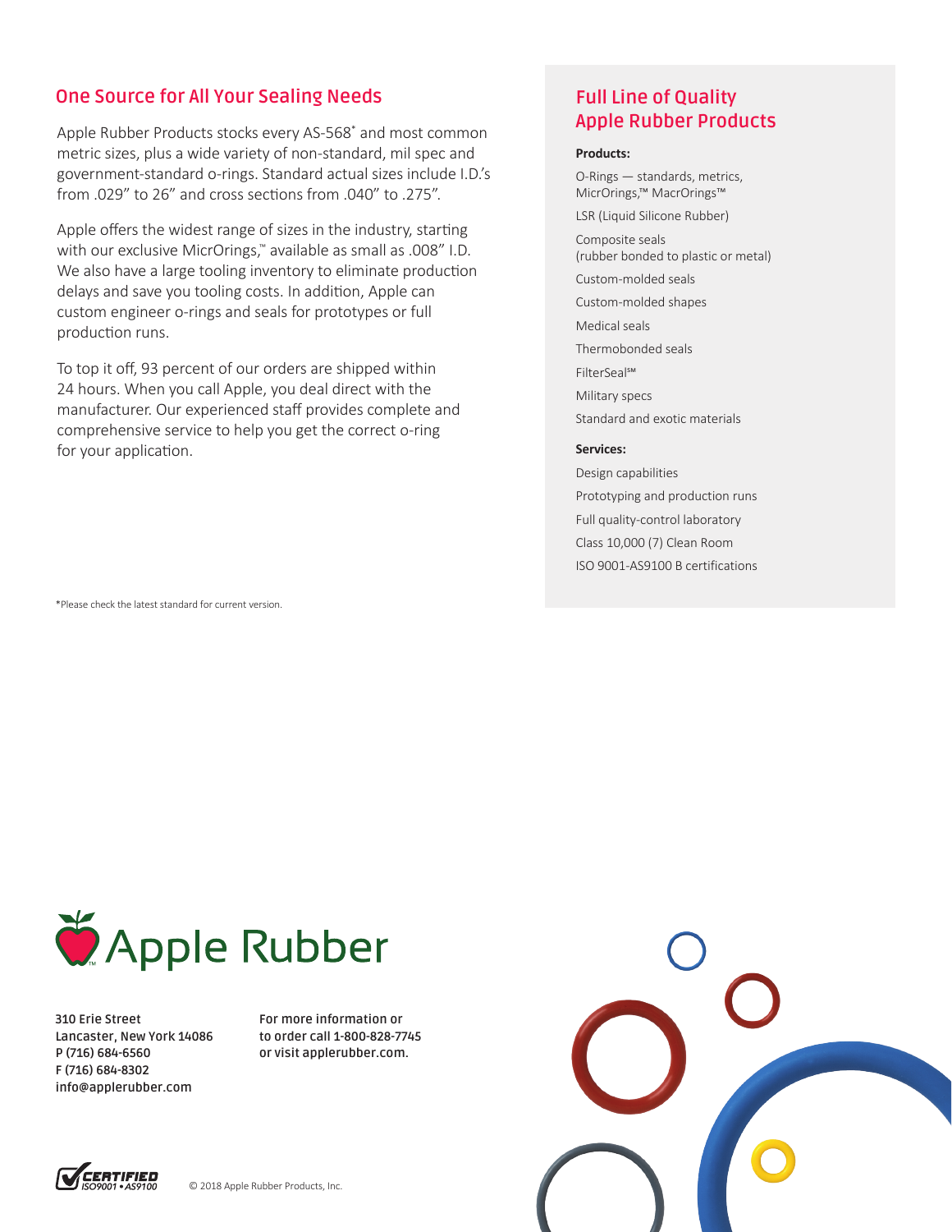## One Source for All Your Sealing Needs

Apple Rubber Products stocks every AS-568* and most common metric sizes, plus a wide variety of non-standard, mil spec and government-standard o-rings. Standard actual sizes include I.D.'s from .029" to 26" and cross sections from .040" to .275".

Apple offers the widest range of sizes in the industry, starting with our exclusive MicrOrings,™ available as small as .008" I.D. We also have a large tooling inventory to eliminate production delays and save you tooling costs. In addition, Apple can custom engineer o-rings and seals for prototypes or full production runs.

To top it off, 93 percent of our orders are shipped within 24 hours. When you call Apple, you deal direct with the manufacturer. Our experienced staff provides complete and comprehensive service to help you get the correct o-ring for your application.

*Please check the latest standard for current version.

## Full Line of Quality Apple Rubber Products

**Products:**

- O-Rings — standards, metrics, MicrOrings,™ MacrOrings™
- LSR (Liquid Silicone Rubber)
- Composite seals (rubber bonded to plastic or metal)
- Custom-molded seals
- Custom-molded shapes
- Medical seals
- Thermobonded seals
- FilterSeal℠
- Military specs
- Standard and exotic materials

**Services:**

- Design capabilities
- Prototyping and production runs
- Full quality-control laboratory
- Class 10,000 (7) Clean Room
- ISO 9001-AS9100 B certifications

Apple Rubber™

310 Erie Street
Lancaster, New York 14086
P (716) 684-6560
F (716) 684-8302
info@applerubber.com

For more information or to order call 1-800-828-7745 or visit applerubber.com.

CERTIFIED ISO9001 • AS9100

© 2018 Apple Rubber Products, Inc.